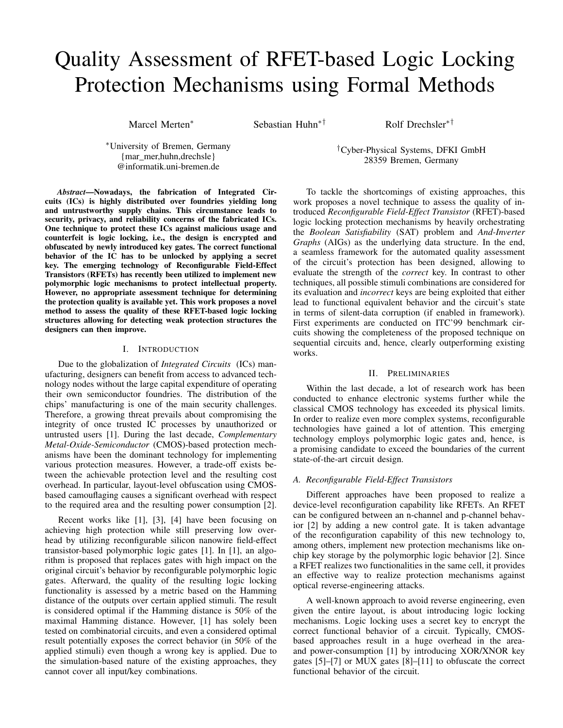# Quality Assessment of RFET-based Logic Locking Protection Mechanisms using Formal Methods

Marcel Merten*, Sebastian Huhn*†, Rolf Drechsler*†

*University of Bremen, Germany
{mar_mer,huhn,drechsle}@informatik.uni-bremen.de

†Cyber-Physical Systems, DFKI GmbH
28359 Bremen, Germany

***Abstract*—Nowadays, the fabrication of Integrated Circuits (ICs) is highly distributed over foundries yielding long and untrustworthy supply chains. This circumstance leads to security, privacy, and reliability concerns of the fabricated ICs. One technique to protect these ICs against malicious usage and counterfeit is logic locking, i.e., the design is encrypted and obfuscated by newly introduced key gates. The correct functional behavior of the IC has to be unlocked by applying a secret key. The emerging technology of Reconfigurable Field-Effect Transistors (RFETs) has recently been utilized to implement new polymorphic logic mechanisms to protect intellectual property. However, no appropriate assessment technique for determining the protection quality is available yet. This work proposes a novel method to assess the quality of these RFET-based logic locking structures allowing for detecting weak protection structures the designers can then improve.**

## I. Introduction

Due to the globalization of *Integrated Circuits* (ICs) manufacturing, designers can benefit from access to advanced technology nodes without the large capital expenditure of operating their own semiconductor foundries. The distribution of the chips' manufacturing is one of the main security challenges. Therefore, a growing threat prevails about compromising the integrity of once trusted IC processes by unauthorized or untrusted users [1]. During the last decade, *Complementary Metal-Oxide-Semiconductor* (CMOS)-based protection mechanisms have been the dominant technology for implementing various protection measures. However, a trade-off exists between the achievable protection level and the resulting cost overhead. In particular, layout-level obfuscation using CMOS-based camouflaging causes a significant overhead with respect to the required area and the resulting power consumption [2].

Recent works like [1], [3], [4] have been focusing on achieving high protection while still preserving low overhead by utilizing reconfigurable silicon nanowire field-effect transistor-based polymorphic logic gates [1]. In [1], an algorithm is proposed that replaces gates with high impact on the original circuit's behavior by reconfigurable polymorphic logic gates. Afterward, the quality of the resulting logic locking functionality is assessed by a metric based on the Hamming distance of the outputs over certain applied stimuli. The result is considered optimal if the Hamming distance is 50% of the maximal Hamming distance. However, [1] has solely been tested on combinatorial circuits, and even a considered optimal result potentially exposes the correct behavior (in 50% of the applied stimuli) even though a wrong key is applied. Due to the simulation-based nature of the existing approaches, they cannot cover all input/key combinations.

To tackle the shortcomings of existing approaches, this work proposes a novel technique to assess the quality of introduced *Reconfigurable Field-Effect Transistor* (RFET)-based logic locking protection mechanisms by heavily orchestrating the *Boolean Satisfiability* (SAT) problem and *And-Inverter Graphs* (AIGs) as the underlying data structure. In the end, a seamless framework for the automated quality assessment of the circuit's protection has been designed, allowing to evaluate the strength of the *correct* key. In contrast to other techniques, all possible stimuli combinations are considered for its evaluation and *incorrect* keys are being exploited that either lead to functional equivalent behavior and the circuit's state in terms of silent-data corruption (if enabled in framework). First experiments are conducted on ITC'99 benchmark circuits showing the completeness of the proposed technique on sequential circuits and, hence, clearly outperforming existing works.

## II. Preliminaries

Within the last decade, a lot of research work has been conducted to enhance electronic systems further while the classical CMOS technology has exceeded its physical limits. In order to realize even more complex systems, reconfigurable technologies have gained a lot of attention. This emerging technology employs polymorphic logic gates and, hence, is a promising candidate to exceed the boundaries of the current state-of-the-art circuit design.

### A. Reconfigurable Field-Effect Transistors

Different approaches have been proposed to realize a device-level reconfiguration capability like RFETs. An RFET can be configured between an n-channel and p-channel behavior [2] by adding a new control gate. It is taken advantage of the reconfiguration capability of this new technology to, among others, implement new protection mechanisms like on-chip key storage by the polymorphic logic behavior [2]. Since a RFET realizes two functionalities in the same cell, it provides an effective way to realize protection mechanisms against optical reverse-engineering attacks.

A well-known approach to avoid reverse engineering, even given the entire layout, is about introducing logic locking mechanisms. Logic locking uses a secret key to encrypt the correct functional behavior of a circuit. Typically, CMOS-based approaches result in a huge overhead in the area- and power-consumption [1] by introducing XOR/XNOR key gates [5]–[7] or MUX gates [8]–[11] to obfuscate the correct functional behavior of the circuit.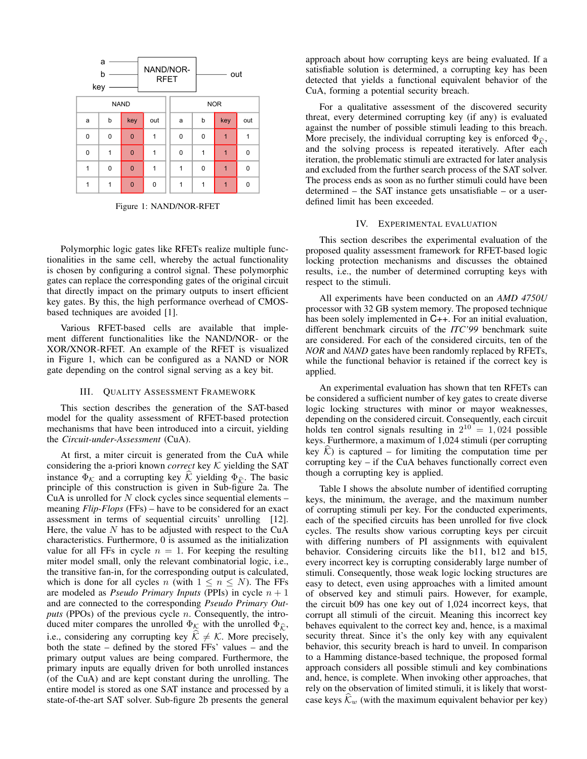| a | b | key | out |
|---|---|---|---|
| NAND | | | |
| 0 | 0 | 0 | 1 |
| 0 | 1 | 0 | 1 |
| 1 | 0 | 0 | 1 |
| 1 | 1 | 0 | 0 |

| a | b | key | out |
|---|---|---|---|
| NOR | | | |
| 0 | 0 | 1 | 1 |
| 0 | 1 | 1 | 0 |
| 1 | 0 | 1 | 0 |
| 1 | 1 | 1 | 0 |

Figure 1: NAND/NOR-RFET

Polymorphic logic gates like RFETs realize multiple functionalities in the same cell, whereby the actual functionality is chosen by configuring a control signal. These polymorphic gates can replace the corresponding gates of the original circuit that directly impact on the primary outputs to insert efficient key gates. By this, the high performance overhead of CMOS-based techniques are avoided [1].

Various RFET-based cells are available that implement different functionalities like the NAND/NOR- or the XOR/XNOR-RFET. An example of the RFET is visualized in Figure 1, which can be configured as a NAND or NOR gate depending on the control signal serving as a key bit.

## III. Quality Assessment Framework

This section describes the generation of the SAT-based model for the quality assessment of RFET-based protection mechanisms that have been introduced into a circuit, yielding the *Circuit-under-Assessment* (CuA).

At first, a miter circuit is generated from the CuA while considering the a-priori known *correct* key $\mathcal{K}$ yielding the SAT instance $\Phi_{\mathcal{K}}$ and a corrupting key $\widehat{\mathcal{K}}$ yielding $\Phi_{\widehat{\mathcal{K}}}$. The basic principle of this construction is given in Sub-figure 2a. The CuA is unrolled for $N$ clock cycles since sequential elements – meaning *Flip-Flops* (FFs) – have to be considered for an exact assessment in terms of sequential circuits' unrolling [12]. Here, the value $N$ has to be adjusted with respect to the CuA characteristics. Furthermore, 0 is assumed as the initialization value for all FFs in cycle $n = 1$. For keeping the resulting miter model small, only the relevant combinatorial logic, i.e., the transitive fan-in, for the corresponding output is calculated, which is done for all cycles $n$ (with $1 \leq n \leq N$). The FFs are modeled as *Pseudo Primary Inputs* (PPIs) in cycle $n+1$ and are connected to the corresponding *Pseudo Primary Outputs* (PPOs) of the previous cycle $n$. Consequently, the introduced miter compares the unrolled $\Phi_{\mathcal{K}}$ with the unrolled $\Phi_{\widehat{\mathcal{K}}}$, i.e., considering any corrupting key $\widehat{\mathcal{K}} \neq \mathcal{K}$. More precisely, both the state – defined by the stored FFs' values – and the primary output values are being compared. Furthermore, the primary inputs are equally driven for both unrolled instances (of the CuA) and are kept constant during the unrolling. The entire model is stored as one SAT instance and processed by a state-of-the-art SAT solver. Sub-figure 2b presents the general approach about how corrupting keys are being evaluated. If a satisfiable solution is determined, a corrupting key has been detected that yields a functional equivalent behavior of the CuA, forming a potential security breach.

For a qualitative assessment of the discovered security threat, every determined corrupting key (if any) is evaluated against the number of possible stimuli leading to this breach. More precisely, the individual corrupting key is enforced $\Phi_{\widehat{\mathcal{K}}}$, and the solving process is repeated iteratively. After each iteration, the problematic stimuli are extracted for later analysis and excluded from the further search process of the SAT solver. The process ends as soon as no further stimuli could have been determined – the SAT instance gets unsatisfiable – or a user-defined limit has been exceeded.

## IV. Experimental Evaluation

This section describes the experimental evaluation of the proposed quality assessment framework for RFET-based logic locking protection mechanisms and discusses the obtained results, i.e., the number of determined corrupting keys with respect to the stimuli.

All experiments have been conducted on an *AMD 4750U* processor with 32 GB system memory. The proposed technique has been solely implemented in C++. For an initial evaluation, different benchmark circuits of the *ITC'99* benchmark suite are considered. For each of the considered circuits, ten of the *NOR* and *NAND* gates have been randomly replaced by RFETs, while the functional behavior is retained if the correct key is applied.

An experimental evaluation has shown that ten RFETs can be considered a sufficient number of key gates to create diverse logic locking structures with minor or mayor weaknesses, depending on the considered circuit. Consequently, each circuit holds ten control signals resulting in $2^{10} = 1,024$ possible keys. Furthermore, a maximum of 1,024 stimuli (per corrupting key $\widehat{\mathcal{K}}$) is captured – for limiting the computation time per corrupting key – if the CuA behaves functionally correct even though a corrupting key is applied.

Table I shows the absolute number of identified corrupting keys, the minimum, the average, and the maximum number of corrupting stimuli per key. For the conducted experiments, each of the specified circuits has been unrolled for five clock cycles. The results show various corrupting keys per circuit with differing numbers of PI assignments with equivalent behavior. Considering circuits like the b11, b12 and b15, every incorrect key is corrupting considerably large number of stimuli. Consequently, those weak logic locking structures are easy to detect, even using approaches with a limited amount of observed key and stimuli pairs. However, for example, the circuit b09 has one key out of 1,024 incorrect keys, that corrupt all stimuli of the circuit. Meaning this incorrect key behaves equivalent to the correct key and, hence, is a maximal security threat. Since it's the only key with any equivalent behavior, this security breach is hard to unveil. In comparison to a Hamming distance-based technique, the proposed formal approach considers all possible stimuli and key combinations and, hence, is complete. When invoking other approaches, that rely on the observation of limited stimuli, it is likely that worst-case keys $\widehat{\mathcal{K}}_w$ (with the maximum equivalent behavior per key)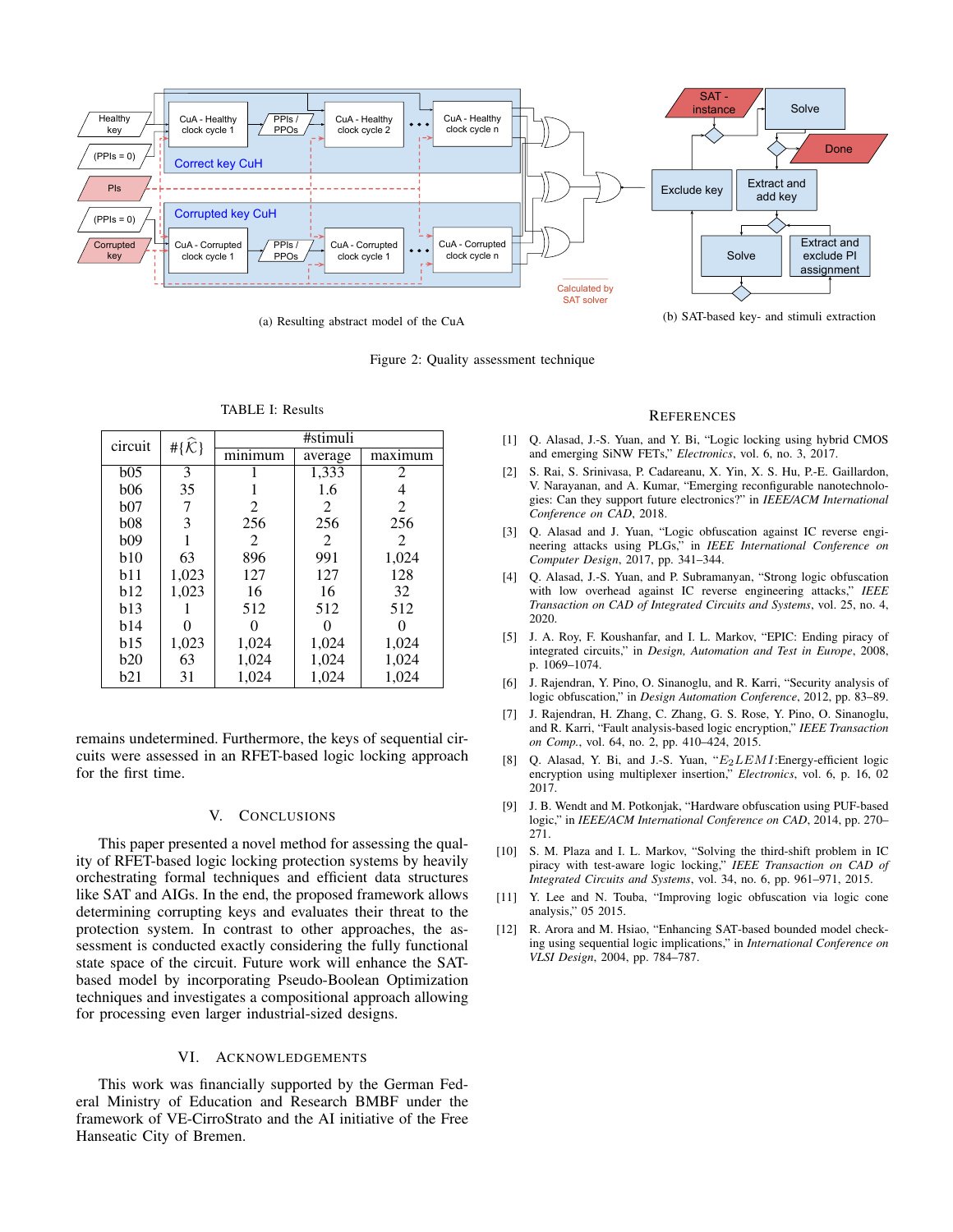Healthy key

(PPIs = 0)

PIs

(PPIs = 0)

Corrupted key

CuA - Healthy clock cycle 1

PPIs / PPOs

CuA - Healthy clock cycle 2

CuA - Healthy clock cycle n

Correct key CuH

Corrupted key CuH

CuA - Corrupted clock cycle 1

PPIs / PPOs

CuA - Corrupted clock cycle 1

CuA - Corrupted clock cycle n

Calculated by SAT solver

(a) Resulting abstract model of the CuA

SAT - instance

Solve

Done

Exclude key

Extract and add key

Solve

Extract and exclude PI assignment

(b) SAT-based key- and stimuli extraction

Figure 2: Quality assessment technique

TABLE I: Results

| circuit | $\#\{\widehat{\mathcal{K}}\}$ | #stimuli | | |
|---|---|---|---|---|
| | | minimum | average | maximum |
| b05 | 3 | 1 | 1,333 | 2 |
| b06 | 35 | 1 | 1.6 | 4 |
| b07 | 7 | 2 | 2 | 2 |
| b08 | 3 | 256 | 256 | 256 |
| b09 | 1 | 2 | 2 | 2 |
| b10 | 63 | 896 | 991 | 1,024 |
| b11 | 1,023 | 127 | 127 | 128 |
| b12 | 1,023 | 16 | 16 | 32 |
| b13 | 1 | 512 | 512 | 512 |
| b14 | 0 | 0 | 0 | 0 |
| b15 | 1,023 | 1,024 | 1,024 | 1,024 |
| b20 | 63 | 1,024 | 1,024 | 1,024 |
| b21 | 31 | 1,024 | 1,024 | 1,024 |

remains undetermined. Furthermore, the keys of sequential circuits were assessed in an RFET-based logic locking approach for the first time.

## V. Conclusions

This paper presented a novel method for assessing the quality of RFET-based logic locking protection systems by heavily orchestrating formal techniques and efficient data structures like SAT and AIGs. In the end, the proposed framework allows determining corrupting keys and evaluates their threat to the protection system. In contrast to other approaches, the assessment is conducted exactly considering the fully functional state space of the circuit. Future work will enhance the SAT-based model by incorporating Pseudo-Boolean Optimization techniques and investigates a compositional approach allowing for processing even larger industrial-sized designs.

## VI. Acknowledgements

This work was financially supported by the German Federal Ministry of Education and Research BMBF under the framework of VE-CirroStrato and the AI initiative of the Free Hanseatic City of Bremen.

## References

[1] Q. Alasad, J.-S. Yuan, and Y. Bi, "Logic locking using hybrid CMOS and emerging SiNW FETs," *Electronics*, vol. 6, no. 3, 2017.

[2] S. Rai, S. Srinivasa, P. Cadareanu, X. Yin, X. S. Hu, P.-E. Gaillardon, V. Narayanan, and A. Kumar, "Emerging reconfigurable nanotechnologies: Can they support future electronics?" in *IEEE/ACM International Conference on CAD*, 2018.

[3] Q. Alasad and J. Yuan, "Logic obfuscation against IC reverse engineering attacks using PLGs," in *IEEE International Conference on Computer Design*, 2017, pp. 341–344.

[4] Q. Alasad, J.-S. Yuan, and P. Subramanyan, "Strong logic obfuscation with low overhead against IC reverse engineering attacks," *IEEE Transaction on CAD of Integrated Circuits and Systems*, vol. 25, no. 4, 2020.

[5] J. A. Roy, F. Koushanfar, and I. L. Markov, "EPIC: Ending piracy of integrated circuits," in *Design, Automation and Test in Europe*, 2008, p. 1069–1074.

[6] J. Rajendran, Y. Pino, O. Sinanoglu, and R. Karri, "Security analysis of logic obfuscation," in *Design Automation Conference*, 2012, pp. 83–89.

[7] J. Rajendran, H. Zhang, C. Zhang, G. S. Rose, Y. Pino, O. Sinanoglu, and R. Karri, "Fault analysis-based logic encryption," *IEEE Transaction on Comp.*, vol. 64, no. 2, pp. 410–424, 2015.

[8] Q. Alasad, Y. Bi, and J.-S. Yuan, "$E_2LEMI$:Energy-efficient logic encryption using multiplexer insertion," *Electronics*, vol. 6, p. 16, 02 2017.

[9] J. B. Wendt and M. Potkonjak, "Hardware obfuscation using PUF-based logic," in *IEEE/ACM International Conference on CAD*, 2014, pp. 270–271.

[10] S. M. Plaza and I. L. Markov, "Solving the third-shift problem in IC piracy with test-aware logic locking," *IEEE Transaction on CAD of Integrated Circuits and Systems*, vol. 34, no. 6, pp. 961–971, 2015.

[11] Y. Lee and N. Touba, "Improving logic obfuscation via logic cone analysis," 05 2015.

[12] R. Arora and M. Hsiao, "Enhancing SAT-based bounded model checking using sequential logic implications," in *International Conference on VLSI Design*, 2004, pp. 784–787.